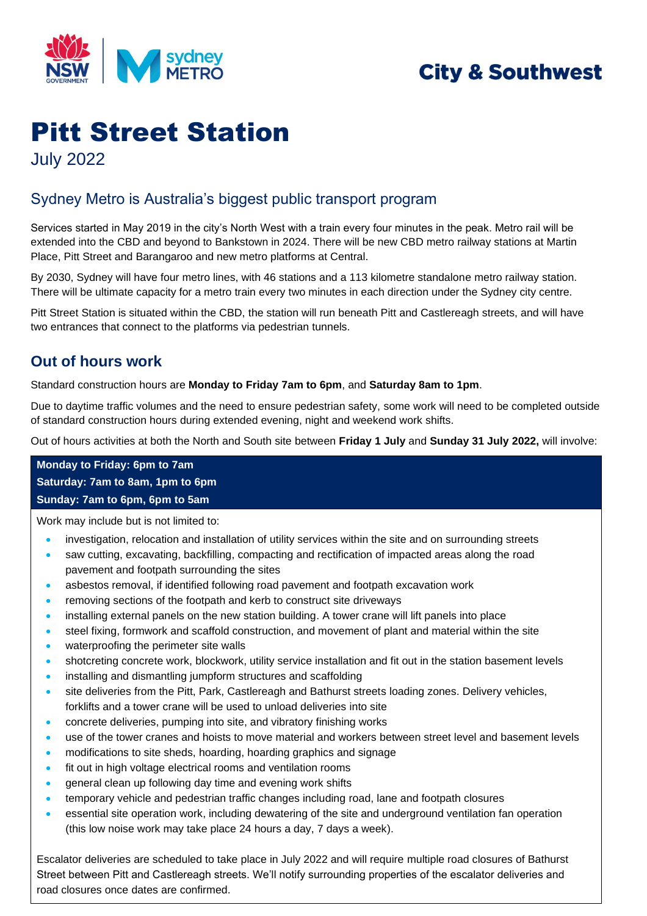City & Southwest

# Pitt Street Station

July 2022

## Sydney Metro is Australia's biggest public transport program

Services started in May 2019 in the city's North West with a train every four minutes in the peak. Metro rail will be extended into the CBD and beyond to Bankstown in 2024. There will be new CBD metro railway stations at Martin Place, Pitt Street and Barangaroo and new metro platforms at Central.

By 2030, Sydney will have four metro lines, with 46 stations and a 113 kilometre standalone metro railway station. There will be ultimate capacity for a metro train every two minutes in each direction under the Sydney city centre.

Pitt Street Station is situated within the CBD, the station will run beneath Pitt and Castlereagh streets, and will have two entrances that connect to the platforms via pedestrian tunnels.

## Out of hours work

Standard construction hours are **Monday to Friday 7am to 6pm**, and **Saturday 8am to 1pm**.

Due to daytime traffic volumes and the need to ensure pedestrian safety, some work will need to be completed outside of standard construction hours during extended evening, night and weekend work shifts.

Out of hours activities at both the North and South site between **Friday 1 July** and **Sunday 31 July 2022,** will involve:

**Monday to Friday: 6pm to 7am**
**Saturday: 7am to 8am, 1pm to 6pm**
**Sunday: 7am to 6pm, 6pm to 5am**

Work may include but is not limited to:

- investigation, relocation and installation of utility services within the site and on surrounding streets
- saw cutting, excavating, backfilling, compacting and rectification of impacted areas along the road pavement and footpath surrounding the sites
- asbestos removal, if identified following road pavement and footpath excavation work
- removing sections of the footpath and kerb to construct site driveways
- installing external panels on the new station building. A tower crane will lift panels into place
- steel fixing, formwork and scaffold construction, and movement of plant and material within the site
- waterproofing the perimeter site walls
- shotcreting concrete work, blockwork, utility service installation and fit out in the station basement levels
- installing and dismantling jumpform structures and scaffolding
- site deliveries from the Pitt, Park, Castlereagh and Bathurst streets loading zones. Delivery vehicles, forklifts and a tower crane will be used to unload deliveries into site
- concrete deliveries, pumping into site, and vibratory finishing works
- use of the tower cranes and hoists to move material and workers between street level and basement levels
- modifications to site sheds, hoarding, hoarding graphics and signage
- fit out in high voltage electrical rooms and ventilation rooms
- general clean up following day time and evening work shifts
- temporary vehicle and pedestrian traffic changes including road, lane and footpath closures
- essential site operation work, including dewatering of the site and underground ventilation fan operation (this low noise work may take place 24 hours a day, 7 days a week).

Escalator deliveries are scheduled to take place in July 2022 and will require multiple road closures of Bathurst Street between Pitt and Castlereagh streets. We'll notify surrounding properties of the escalator deliveries and road closures once dates are confirmed.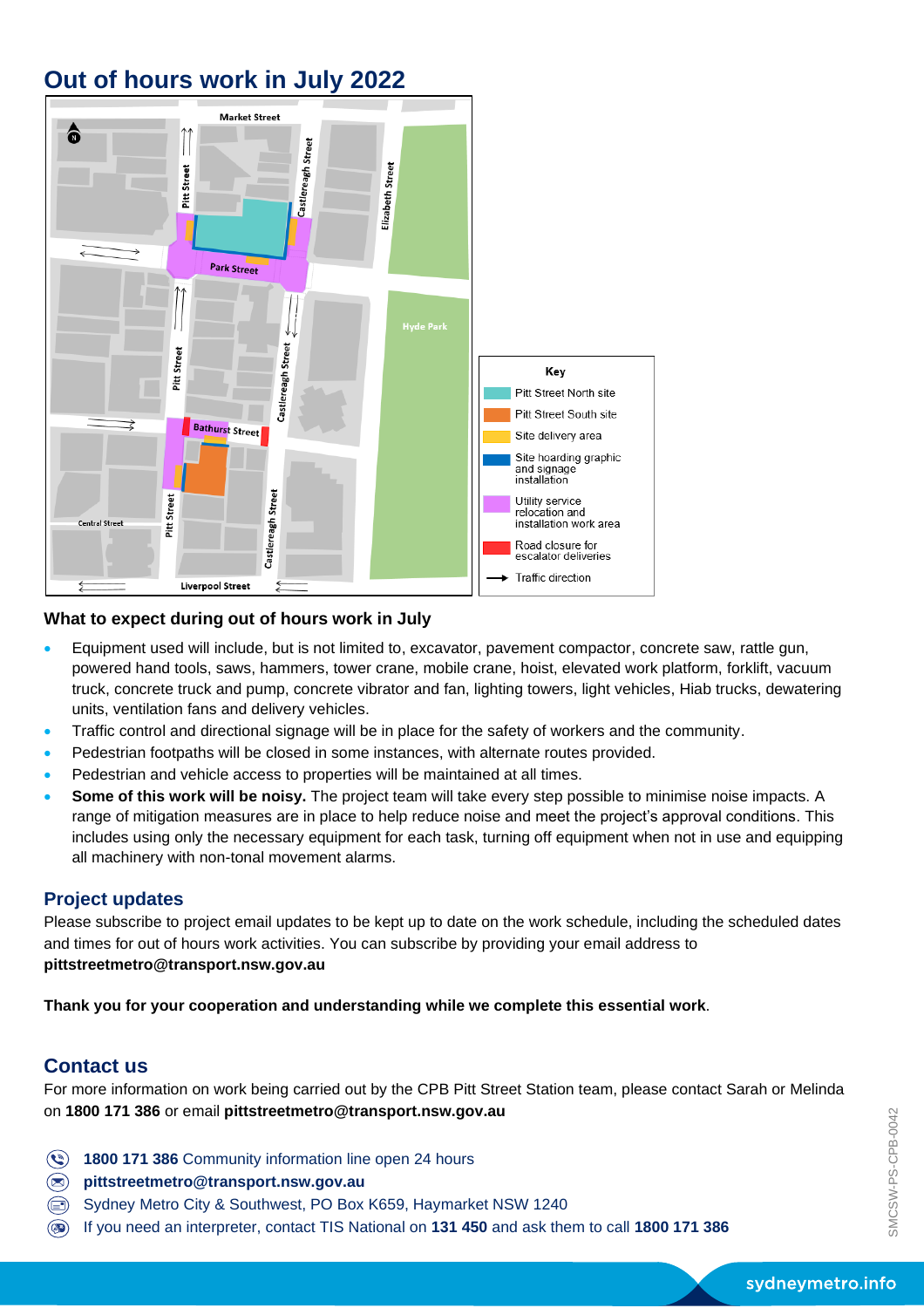## Out of hours work in July 2022

Market Street

Pitt Street

Castlereagh Street

Elizabeth Street

Park Street

Hyde Park

Bathurst Street

Central Street

Liverpool Street

Key

Pitt Street North site

Pitt Street South site

Site delivery area

Site hoarding graphic and signage installation

Utility service relocation and installation work area

Road closure for escalator deliveries

Traffic direction

### What to expect during out of hours work in July

- Equipment used will include, but is not limited to, excavator, pavement compactor, concrete saw, rattle gun, powered hand tools, saws, hammers, tower crane, mobile crane, hoist, elevated work platform, forklift, vacuum truck, concrete truck and pump, concrete vibrator and fan, lighting towers, light vehicles, Hiab trucks, dewatering units, ventilation fans and delivery vehicles.
- Traffic control and directional signage will be in place for the safety of workers and the community.
- Pedestrian footpaths will be closed in some instances, with alternate routes provided.
- Pedestrian and vehicle access to properties will be maintained at all times.
- **Some of this work will be noisy.** The project team will take every step possible to minimise noise impacts. A range of mitigation measures are in place to help reduce noise and meet the project's approval conditions. This includes using only the necessary equipment for each task, turning off equipment when not in use and equipping all machinery with non-tonal movement alarms.

## Project updates

Please subscribe to project email updates to be kept up to date on the work schedule, including the scheduled dates and times for out of hours work activities. You can subscribe by providing your email address to **pittstreetmetro@transport.nsw.gov.au**

**Thank you for your cooperation and understanding while we complete this essential work**.

## Contact us

For more information on work being carried out by the CPB Pitt Street Station team, please contact Sarah or Melinda on **1800 171 386** or email **pittstreetmetro@transport.nsw.gov.au**

- **1800 171 386** Community information line open 24 hours
- **pittstreetmetro@transport.nsw.gov.au**
- Sydney Metro City & Southwest, PO Box K659, Haymarket NSW 1240
- If you need an interpreter, contact TIS National on **131 450** and ask them to call **1800 171 386**

SMCSW-PS-CPB-0042

sydneymetro.info